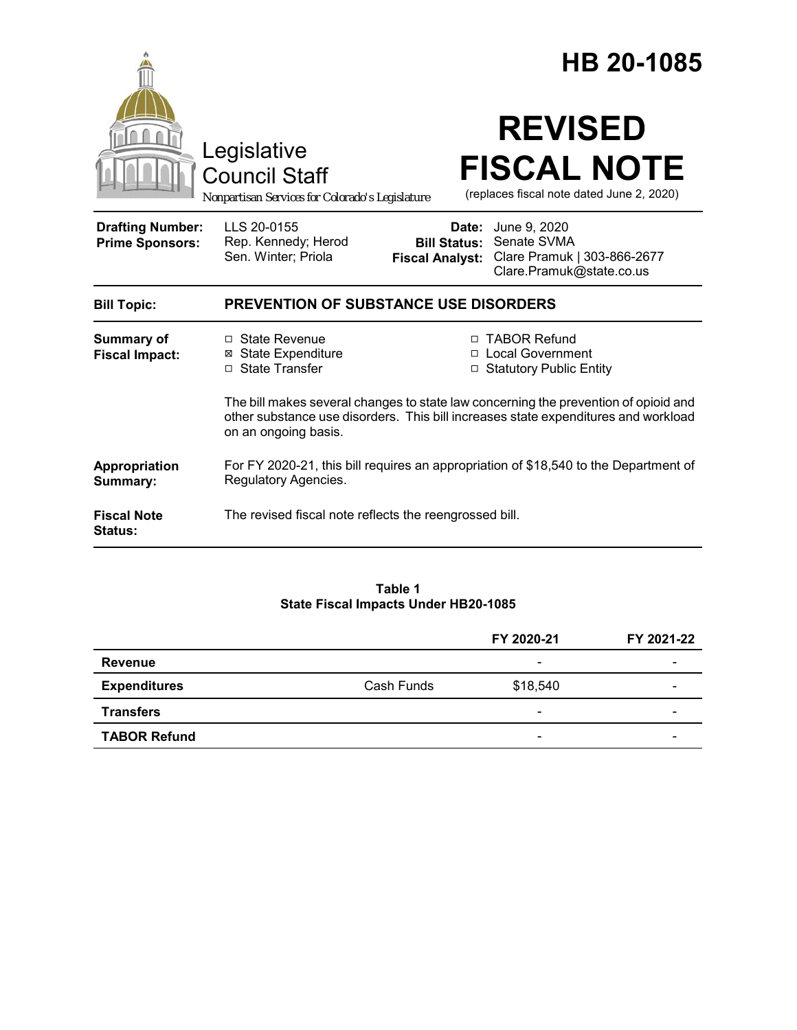# HB 20-1085

Legislative Council Staff

*Nonpartisan Services for Colorado's Legislature*

# REVISED FISCAL NOTE

(replaces fiscal note dated June 2, 2020)

| | | | |
|---|---|---|---|
| **Drafting Number:** | LLS 20-0155 | **Date:** | June 9, 2020 |
| **Prime Sponsors:** | Rep. Kennedy; Herod<br>Sen. Winter; Priola | **Bill Status:** | Senate SVMA |
| | | **Fiscal Analyst:** | Clare Pramuk \| 303-866-2677<br>Clare.Pramuk@state.co.us |

**Bill Topic:** **PREVENTION OF SUBSTANCE USE DISORDERS**

**Summary of Fiscal Impact:**

- ☐ State Revenue
- ☒ State Expenditure
- ☐ State Transfer
- ☐ TABOR Refund
- ☐ Local Government
- ☐ Statutory Public Entity

The bill makes several changes to state law concerning the prevention of opioid and other substance use disorders. This bill increases state expenditures and workload on an ongoing basis.

**Appropriation Summary:** For FY 2020-21, this bill requires an appropriation of $18,540 to the Department of Regulatory Agencies.

**Fiscal Note Status:** The revised fiscal note reflects the reengrossed bill.

**Table 1**
**State Fiscal Impacts Under HB20-1085**

| | | FY 2020-21 | FY 2021-22 |
|---|---|---|---|
| **Revenue** | | - | - |
| **Expenditures** | Cash Funds | $18,540 | - |
| **Transfers** | | - | - |
| **TABOR Refund** | | - | - |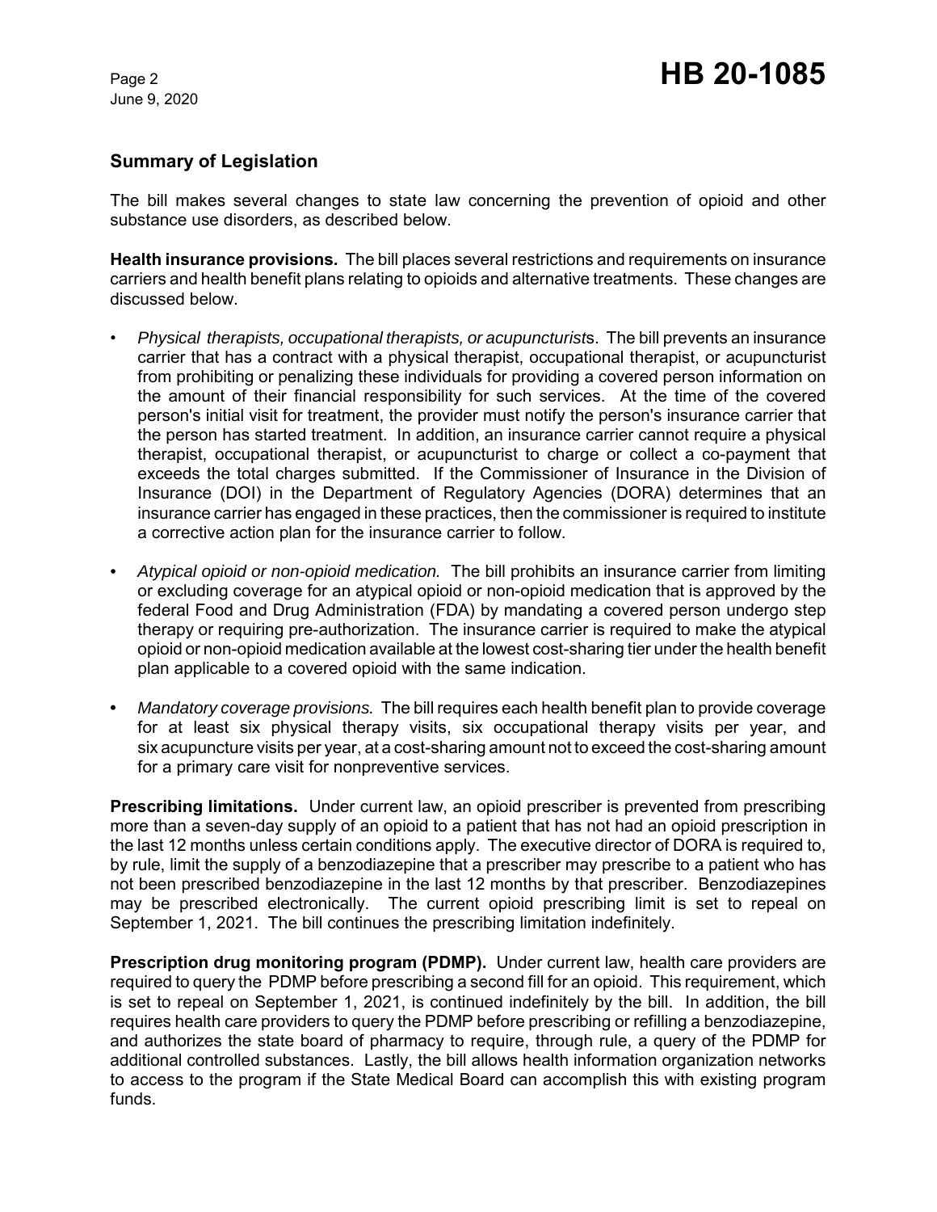## Summary of Legislation

The bill makes several changes to state law concerning the prevention of opioid and other substance use disorders, as described below.

**Health insurance provisions.** The bill places several restrictions and requirements on insurance carriers and health benefit plans relating to opioids and alternative treatments. These changes are discussed below.

- *Physical therapists, occupational therapists, or acupuncturist*s. The bill prevents an insurance carrier that has a contract with a physical therapist, occupational therapist, or acupuncturist from prohibiting or penalizing these individuals for providing a covered person information on the amount of their financial responsibility for such services. At the time of the covered person's initial visit for treatment, the provider must notify the person's insurance carrier that the person has started treatment. In addition, an insurance carrier cannot require a physical therapist, occupational therapist, or acupuncturist to charge or collect a co-payment that exceeds the total charges submitted. If the Commissioner of Insurance in the Division of Insurance (DOI) in the Department of Regulatory Agencies (DORA) determines that an insurance carrier has engaged in these practices, then the commissioner is required to institute a corrective action plan for the insurance carrier to follow.

- *Atypical opioid or non-opioid medication.* The bill prohibits an insurance carrier from limiting or excluding coverage for an atypical opioid or non-opioid medication that is approved by the federal Food and Drug Administration (FDA) by mandating a covered person undergo step therapy or requiring pre-authorization. The insurance carrier is required to make the atypical opioid or non-opioid medication available at the lowest cost-sharing tier under the health benefit plan applicable to a covered opioid with the same indication.

- *Mandatory coverage provisions.* The bill requires each health benefit plan to provide coverage for at least six physical therapy visits, six occupational therapy visits per year, and six acupuncture visits per year, at a cost-sharing amount not to exceed the cost-sharing amount for a primary care visit for nonpreventive services.

**Prescribing limitations.** Under current law, an opioid prescriber is prevented from prescribing more than a seven-day supply of an opioid to a patient that has not had an opioid prescription in the last 12 months unless certain conditions apply. The executive director of DORA is required to, by rule, limit the supply of a benzodiazepine that a prescriber may prescribe to a patient who has not been prescribed benzodiazepine in the last 12 months by that prescriber. Benzodiazepines may be prescribed electronically. The current opioid prescribing limit is set to repeal on September 1, 2021. The bill continues the prescribing limitation indefinitely.

**Prescription drug monitoring program (PDMP).** Under current law, health care providers are required to query the PDMP before prescribing a second fill for an opioid. This requirement, which is set to repeal on September 1, 2021, is continued indefinitely by the bill. In addition, the bill requires health care providers to query the PDMP before prescribing or refilling a benzodiazepine, and authorizes the state board of pharmacy to require, through rule, a query of the PDMP for additional controlled substances. Lastly, the bill allows health information organization networks to access to the program if the State Medical Board can accomplish this with existing program funds.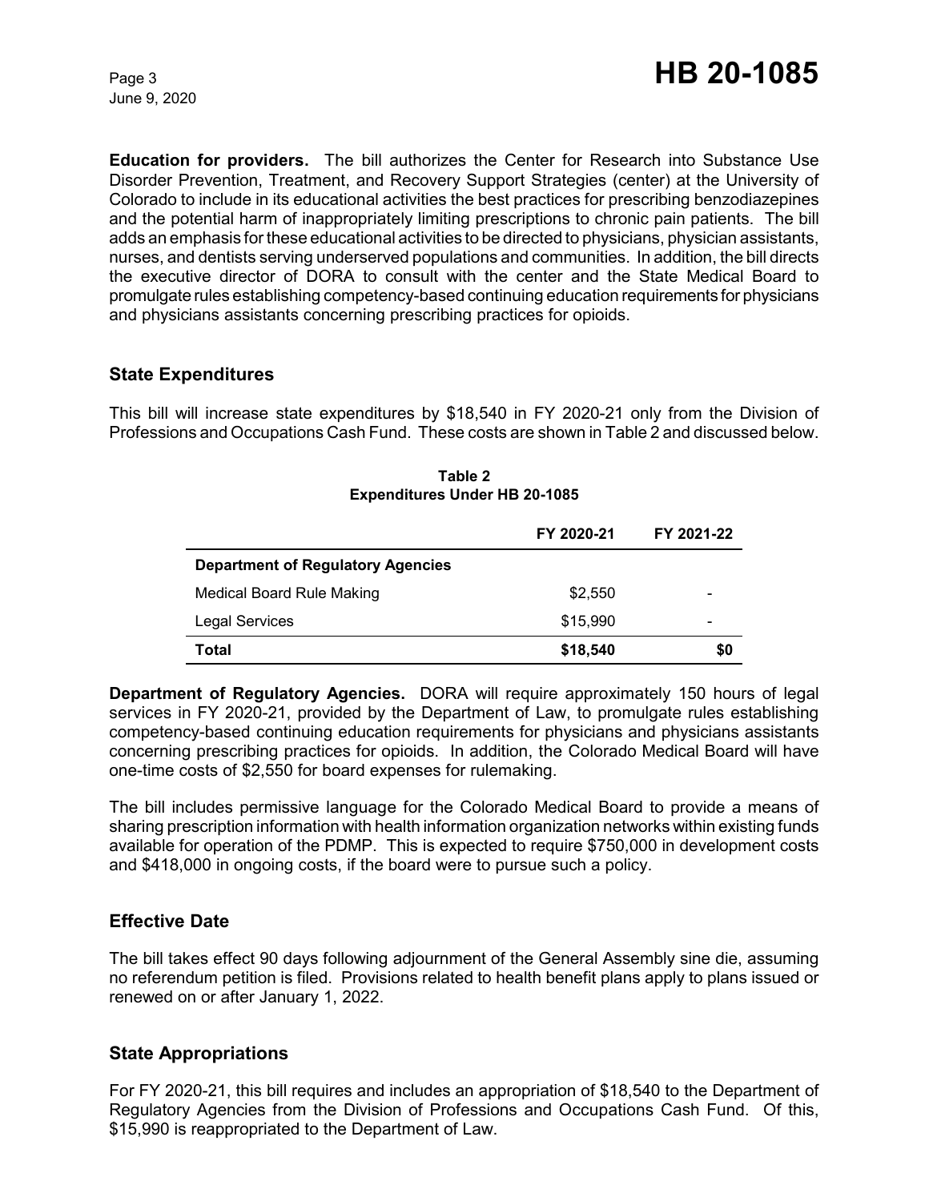**Education for providers.** The bill authorizes the Center for Research into Substance Use Disorder Prevention, Treatment, and Recovery Support Strategies (center) at the University of Colorado to include in its educational activities the best practices for prescribing benzodiazepines and the potential harm of inappropriately limiting prescriptions to chronic pain patients. The bill adds an emphasis for these educational activities to be directed to physicians, physician assistants, nurses, and dentists serving underserved populations and communities. In addition, the bill directs the executive director of DORA to consult with the center and the State Medical Board to promulgate rules establishing competency-based continuing education requirements for physicians and physicians assistants concerning prescribing practices for opioids.

## State Expenditures

This bill will increase state expenditures by $18,540 in FY 2020-21 only from the Division of Professions and Occupations Cash Fund. These costs are shown in Table 2 and discussed below.

**Table 2**
**Expenditures Under HB 20-1085**

| | FY 2020-21 | FY 2021-22 |
|---|---|---|
| **Department of Regulatory Agencies** | | |
| Medical Board Rule Making | $2,550 | - |
| Legal Services | $15,990 | - |
| **Total** | **$18,540** | **$0** |

**Department of Regulatory Agencies.** DORA will require approximately 150 hours of legal services in FY 2020-21, provided by the Department of Law, to promulgate rules establishing competency-based continuing education requirements for physicians and physicians assistants concerning prescribing practices for opioids. In addition, the Colorado Medical Board will have one-time costs of $2,550 for board expenses for rulemaking.

The bill includes permissive language for the Colorado Medical Board to provide a means of sharing prescription information with health information organization networks within existing funds available for operation of the PDMP. This is expected to require $750,000 in development costs and $418,000 in ongoing costs, if the board were to pursue such a policy.

## Effective Date

The bill takes effect 90 days following adjournment of the General Assembly sine die, assuming no referendum petition is filed. Provisions related to health benefit plans apply to plans issued or renewed on or after January 1, 2022.

## State Appropriations

For FY 2020-21, this bill requires and includes an appropriation of $18,540 to the Department of Regulatory Agencies from the Division of Professions and Occupations Cash Fund. Of this, $15,990 is reappropriated to the Department of Law.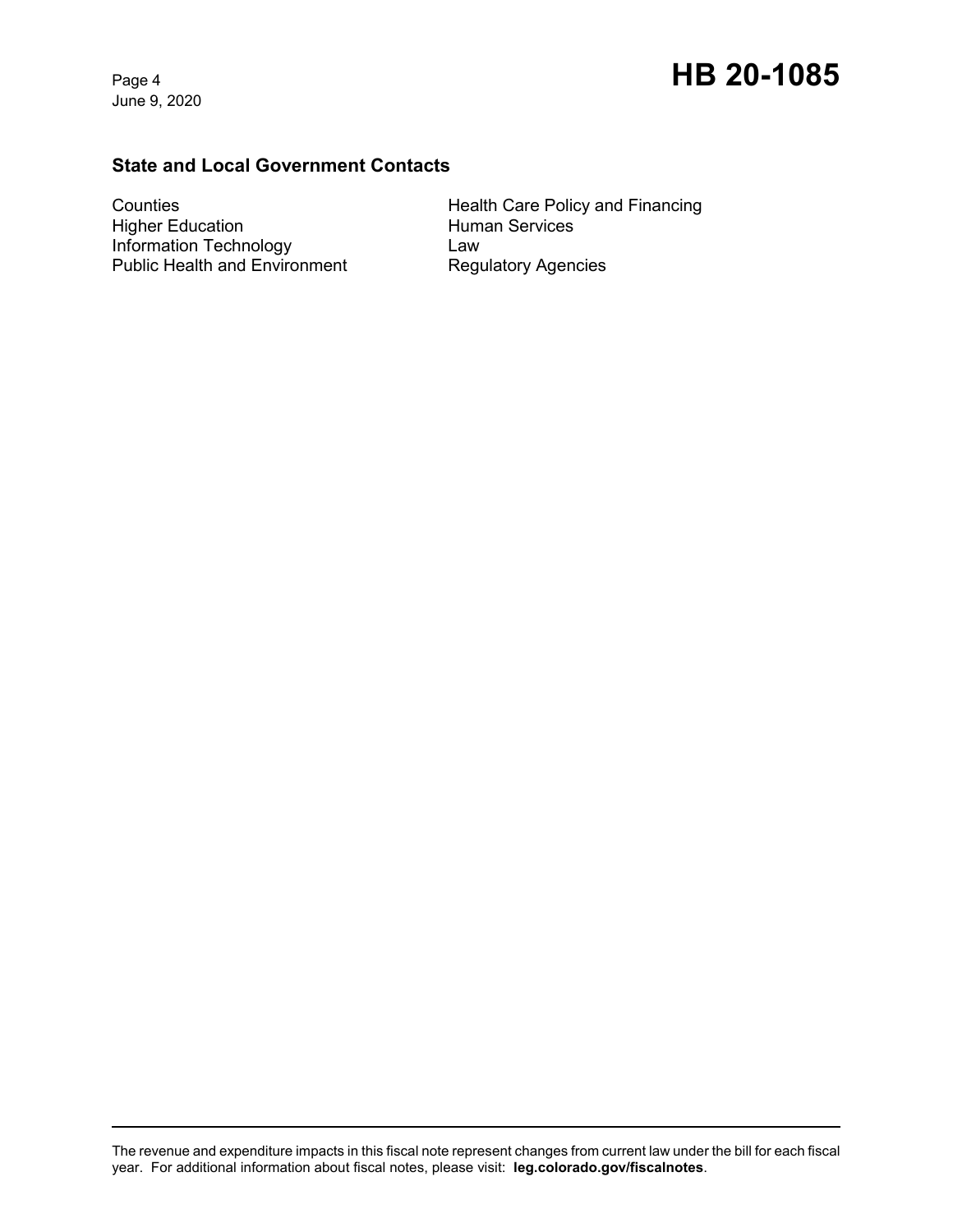## State and Local Government Contacts

| | |
|---|---|
| Counties | Health Care Policy and Financing |
| Higher Education | Human Services |
| Information Technology | Law |
| Public Health and Environment | Regulatory Agencies |

The revenue and expenditure impacts in this fiscal note represent changes from current law under the bill for each fiscal year. For additional information about fiscal notes, please visit: **leg.colorado.gov/fiscalnotes**.